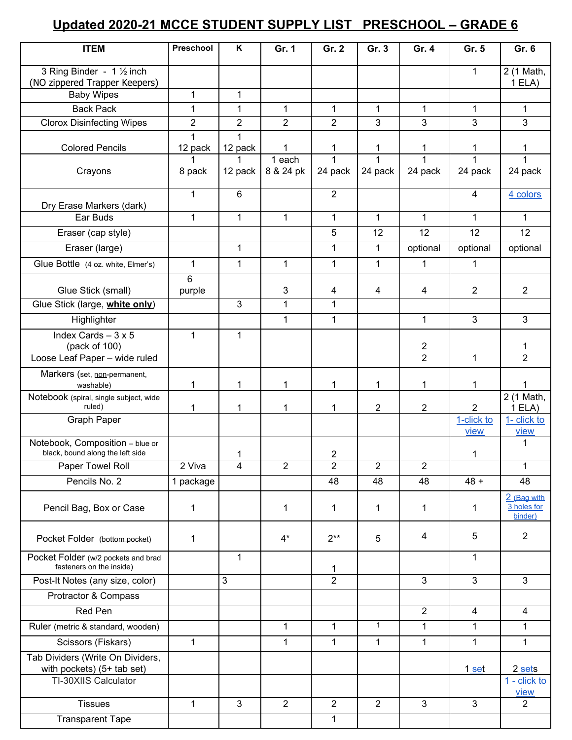# Updated 2020-21 MCCE STUDENT SUPPLY LIST PRESCHOOL – GRADE 6

| ITEM | Preschool | K | Gr. 1 | Gr. 2 | Gr. 3 | Gr. 4 | Gr. 5 | Gr. 6 |
|---|---|---|---|---|---|---|---|---|
| 3 Ring Binder - 1 ½ inch (NO zippered Trapper Keepers) | | | | | | | 1 | 2 (1 Math, 1 ELA) |
| Baby Wipes | 1 | 1 | | | | | | |
| Back Pack | 1 | 1 | 1 | 1 | 1 | 1 | 1 | 1 |
| Clorox Disinfecting Wipes | 2 | 2 | 2 | 2 | 3 | 3 | 3 | 3 |
| Colored Pencils | 1 12 pack | 1 12 pack | 1 | 1 | 1 | 1 | 1 | 1 |
| Crayons | 1 8 pack | 1 12 pack | 1 each 8 & 24 pk | 1 24 pack | 1 24 pack | 1 24 pack | 1 24 pack | 1 24 pack |
| Dry Erase Markers (dark) | 1 | 6 | | 2 | | | 4 | 4 colors |
| Ear Buds | 1 | 1 | 1 | 1 | 1 | 1 | 1 | 1 |
| Eraser (cap style) | | | | 5 | 12 | 12 | 12 | 12 |
| Eraser (large) | | 1 | | 1 | 1 | optional | optional | optional |
| Glue Bottle (4 oz. white, Elmer's) | 1 | 1 | 1 | 1 | 1 | 1 | 1 | |
| Glue Stick (small) | 6 purple | | 3 | 4 | 4 | 4 | 2 | 2 |
| Glue Stick (large, **white only**) | | 3 | 1 | 1 | | | | |
| Highlighter | | | 1 | 1 | | 1 | 3 | 3 |
| Index Cards – 3 x 5 (pack of 100) | 1 | 1 | | | | 2 | | 1 |
| Loose Leaf Paper – wide ruled | | | | | | 2 | 1 | 2 |
| Markers (set, non-permanent, washable) | 1 | 1 | 1 | 1 | 1 | 1 | 1 | 1 |
| Notebook (spiral, single subject, wide ruled) | 1 | 1 | 1 | 1 | 2 | 2 | 2 | 2 (1 Math, 1 ELA) |
| Graph Paper | | | | | | | 1-click to view | 1- click to view |
| Notebook, Composition – blue or black, bound along the left side | | 1 | | 2 | | | 1 | 1 |
| Paper Towel Roll | 2 Viva | 4 | 2 | 2 | 2 | 2 | | 1 |
| Pencils No. 2 | 1 package | | | 48 | 48 | 48 | 48 + | 48 |
| Pencil Bag, Box or Case | 1 | | 1 | 1 | 1 | 1 | 1 | 2 (Bag with 3 holes for binder) |
| Pocket Folder (bottom pocket) | 1 | | 4* | 2** | 5 | 4 | 5 | 2 |
| Pocket Folder (w/2 pockets and brad fasteners on the inside) | | 1 | | 1 | | | 1 | |
| Post-It Notes (any size, color) | | 3 | | 2 | | 3 | 3 | 3 |
| Protractor & Compass | | | | | | | | |
| Red Pen | | | | | | 2 | 4 | 4 |
| Ruler (metric & standard, wooden) | | | 1 | 1 | 1 | 1 | 1 | 1 |
| Scissors (Fiskars) | 1 | | 1 | 1 | 1 | 1 | 1 | 1 |
| Tab Dividers (Write On Dividers, with pockets) (5+ tab set) | | | | | | | 1 set | 2 sets |
| TI-30XIIS Calculator | | | | | | | | 1 - click to view |
| Tissues | 1 | 3 | 2 | 2 | 2 | 3 | 3 | 2 |
| Transparent Tape | | | | 1 | | | | |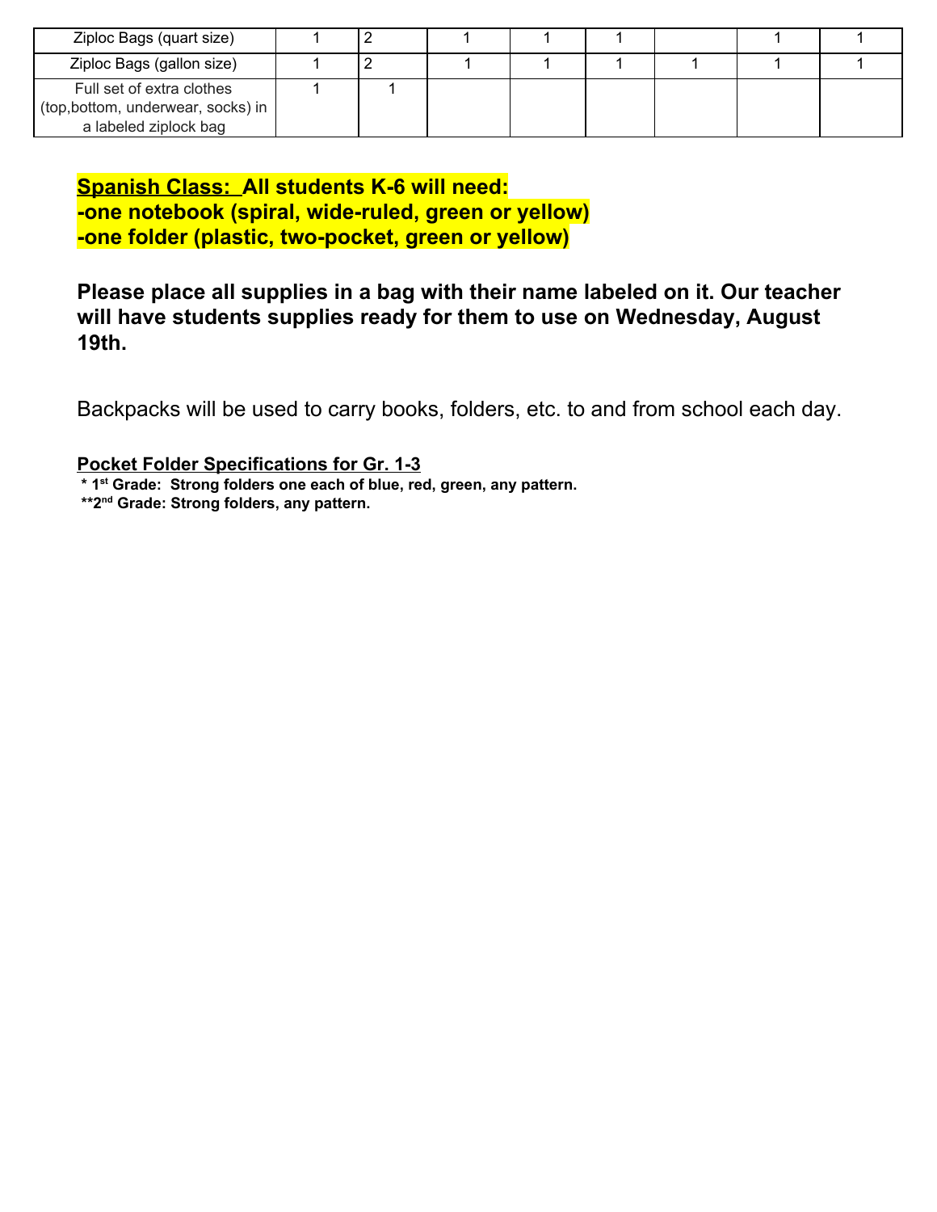| | | | | | | | | |
|---|---|---|---|---|---|---|---|---|
| Ziploc Bags (quart size) | 1 | 2 | 1 | 1 | 1 | | 1 | 1 |
| Ziploc Bags (gallon size) | 1 | 2 | 1 | 1 | 1 | 1 | 1 | 1 |
| Full set of extra clothes (top,bottom, underwear, socks) in a labeled ziplock bag | 1 | 1 | | | | | | |

**<u>Spanish Class:</u> All students K-6 will need:**
**-one notebook (spiral, wide-ruled, green or yellow)**
**-one folder (plastic, two-pocket, green or yellow)**

**Please place all supplies in a bag with their name labeled on it. Our teacher will have students supplies ready for them to use on Wednesday, August 19th.**

Backpacks will be used to carry books, folders, etc. to and from school each day.

**<u>Pocket Folder Specifications for Gr. 1-3</u>**

**\* 1st Grade: Strong folders one each of blue, red, green, any pattern.**
**\*\*2nd Grade: Strong folders, any pattern.**